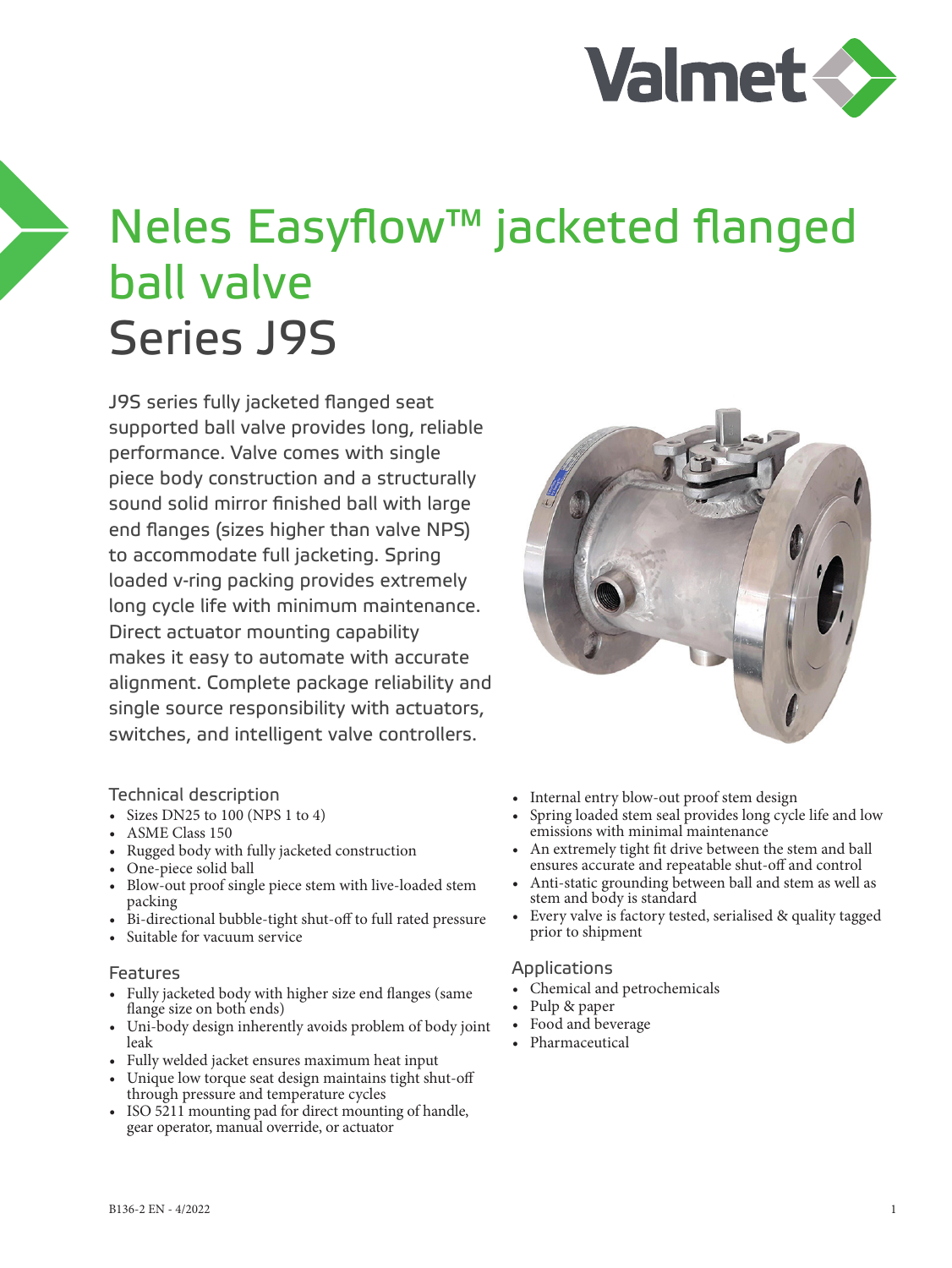# Neles Easyflow™ jacketed flanged ball valve

## Series J9S

J9S series fully jacketed flanged seat supported ball valve provides long, reliable performance. Valve comes with single piece body construction and a structurally sound solid mirror finished ball with large end flanges (sizes higher than valve NPS) to accommodate full jacketing. Spring loaded v-ring packing provides extremely long cycle life with minimum maintenance. Direct actuator mounting capability makes it easy to automate with accurate alignment. Complete package reliability and single source responsibility with actuators, switches, and intelligent valve controllers.

### Technical description

- Sizes DN25 to 100 (NPS 1 to 4)
- ASME Class 150
- Rugged body with fully jacketed construction
- One-piece solid ball
- Blow-out proof single piece stem with live-loaded stem packing
- Bi-directional bubble-tight shut-off to full rated pressure
- Suitable for vacuum service

### Features

- Fully jacketed body with higher size end flanges (same flange size on both ends)
- Uni-body design inherently avoids problem of body joint leak
- Fully welded jacket ensures maximum heat input
- Unique low torque seat design maintains tight shut-off through pressure and temperature cycles
- ISO 5211 mounting pad for direct mounting of handle, gear operator, manual override, or actuator
- Internal entry blow-out proof stem design
- Spring loaded stem seal provides long cycle life and low emissions with minimal maintenance
- An extremely tight fit drive between the stem and ball ensures accurate and repeatable shut-off and control
- Anti-static grounding between ball and stem as well as stem and body is standard
- Every valve is factory tested, serialised & quality tagged prior to shipment

### Applications

- Chemical and petrochemicals
- Pulp & paper
- Food and beverage
- Pharmaceutical

B136-2 EN - 4/2022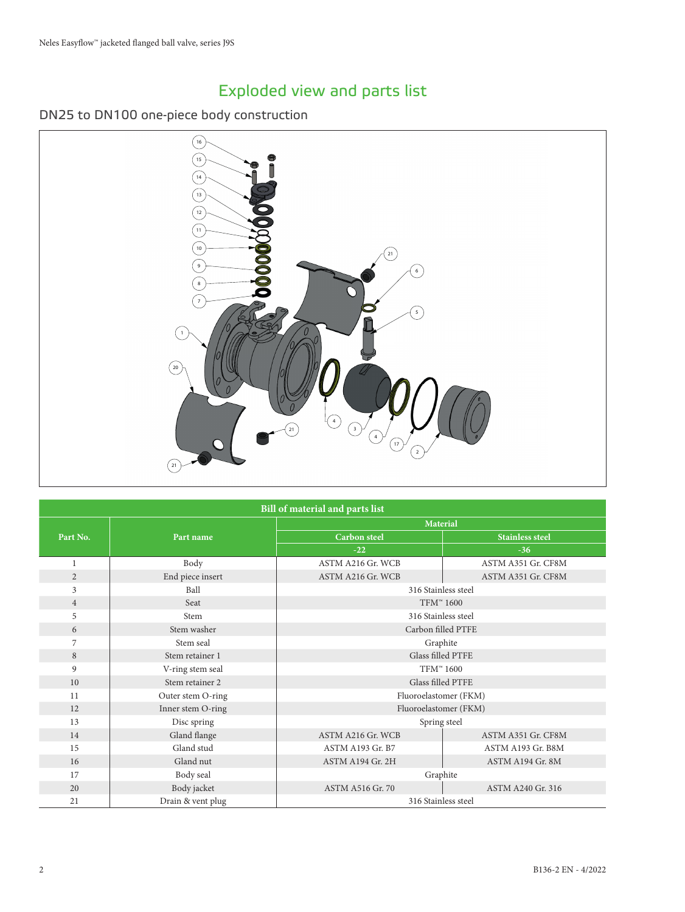# Exploded view and parts list

## DN25 to DN100 one-piece body construction

| Bill of material and parts list | | | |
|---|---|---|---|
| Part No. | Part name | Material | |
| | | Carbon steel | Stainless steel |
| | | -22 | -36 |
| 1 | Body | ASTM A216 Gr. WCB | ASTM A351 Gr. CF8M |
| 2 | End piece insert | ASTM A216 Gr. WCB | ASTM A351 Gr. CF8M |
| 3 | Ball | 316 Stainless steel | |
| 4 | Seat | TFM™ 1600 | |
| 5 | Stem | 316 Stainless steel | |
| 6 | Stem washer | Carbon filled PTFE | |
| 7 | Stem seal | Graphite | |
| 8 | Stem retainer 1 | Glass filled PTFE | |
| 9 | V-ring stem seal | TFM™ 1600 | |
| 10 | Stem retainer 2 | Glass filled PTFE | |
| 11 | Outer stem O-ring | Fluoroelastomer (FKM) | |
| 12 | Inner stem O-ring | Fluoroelastomer (FKM) | |
| 13 | Disc spring | Spring steel | |
| 14 | Gland flange | ASTM A216 Gr. WCB | ASTM A351 Gr. CF8M |
| 15 | Gland stud | ASTM A193 Gr. B7 | ASTM A193 Gr. B8M |
| 16 | Gland nut | ASTM A194 Gr. 2H | ASTM A194 Gr. 8M |
| 17 | Body seal | Graphite | |
| 20 | Body jacket | ASTM A516 Gr. 70 | ASTM A240 Gr. 316 |
| 21 | Drain & vent plug | 316 Stainless steel | |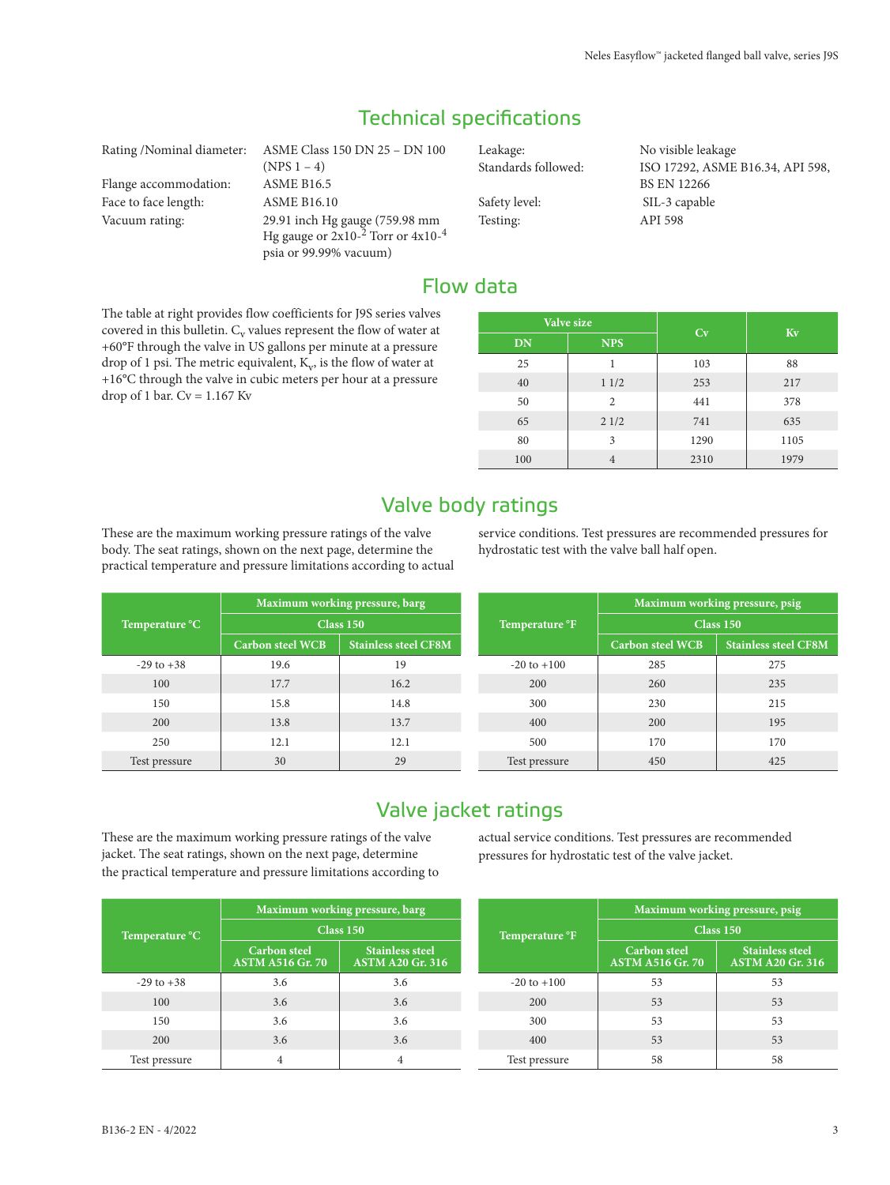## Technical specifications

Rating /Nominal diameter: ASME Class 150 DN 25 – DN 100 (NPS 1 – 4)

Flange accommodation: ASME B16.5

Face to face length: ASME B16.10

Vacuum rating: 29.91 inch Hg gauge (759.98 mm Hg gauge or $2x10^{-2}$ Torr or $4x10^{-4}$ psia or 99.99% vacuum)

Leakage: No visible leakage

Standards followed: ISO 17292, ASME B16.34, API 598, BS EN 12266

Safety level: SIL-3 capable

Testing: API 598

## Flow data

The table at right provides flow coefficients for J9S series valves covered in this bulletin. $C_v$ values represent the flow of water at +60°F through the valve in US gallons per minute at a pressure drop of 1 psi. The metric equivalent, $K_v$, is the flow of water at +16°C through the valve in cubic meters per hour at a pressure drop of 1 bar. Cv = 1.167 Kv

| Valve size | | Cv | Kv |
|---|---|---|---|
| DN | NPS | | |
| 25 | 1 | 103 | 88 |
| 40 | 1 1/2 | 253 | 217 |
| 50 | 2 | 441 | 378 |
| 65 | 2 1/2 | 741 | 635 |
| 80 | 3 | 1290 | 1105 |
| 100 | 4 | 2310 | 1979 |

## Valve body ratings

These are the maximum working pressure ratings of the valve body. The seat ratings, shown on the next page, determine the practical temperature and pressure limitations according to actual service conditions. Test pressures are recommended pressures for hydrostatic test with the valve ball half open.

| Temperature °C | Maximum working pressure, barg | |
|---|---|---|
| | Class 150 | |
| | Carbon steel WCB | Stainless steel CF8M |
| -29 to +38 | 19.6 | 19 |
| 100 | 17.7 | 16.2 |
| 150 | 15.8 | 14.8 |
| 200 | 13.8 | 13.7 |
| 250 | 12.1 | 12.1 |
| Test pressure | 30 | 29 |

| Temperature °F | Maximum working pressure, psig | |
|---|---|---|
| | Class 150 | |
| | Carbon steel WCB | Stainless steel CF8M |
| -20 to +100 | 285 | 275 |
| 200 | 260 | 235 |
| 300 | 230 | 215 |
| 400 | 200 | 195 |
| 500 | 170 | 170 |
| Test pressure | 450 | 425 |

## Valve jacket ratings

These are the maximum working pressure ratings of the valve jacket. The seat ratings, shown on the next page, determine the practical temperature and pressure limitations according to actual service conditions. Test pressures are recommended pressures for hydrostatic test of the valve jacket.

| Temperature °C | Maximum working pressure, barg | |
|---|---|---|
| | Class 150 | |
| | Carbon steel ASTM A516 Gr. 70 | Stainless steel ASTM A20 Gr. 316 |
| -29 to +38 | 3.6 | 3.6 |
| 100 | 3.6 | 3.6 |
| 150 | 3.6 | 3.6 |
| 200 | 3.6 | 3.6 |
| Test pressure | 4 | 4 |

| Temperature °F | Maximum working pressure, psig | |
|---|---|---|
| | Class 150 | |
| | Carbon steel ASTM A516 Gr. 70 | Stainless steel ASTM A20 Gr. 316 |
| -20 to +100 | 53 | 53 |
| 200 | 53 | 53 |
| 300 | 53 | 53 |
| 400 | 53 | 53 |
| Test pressure | 58 | 58 |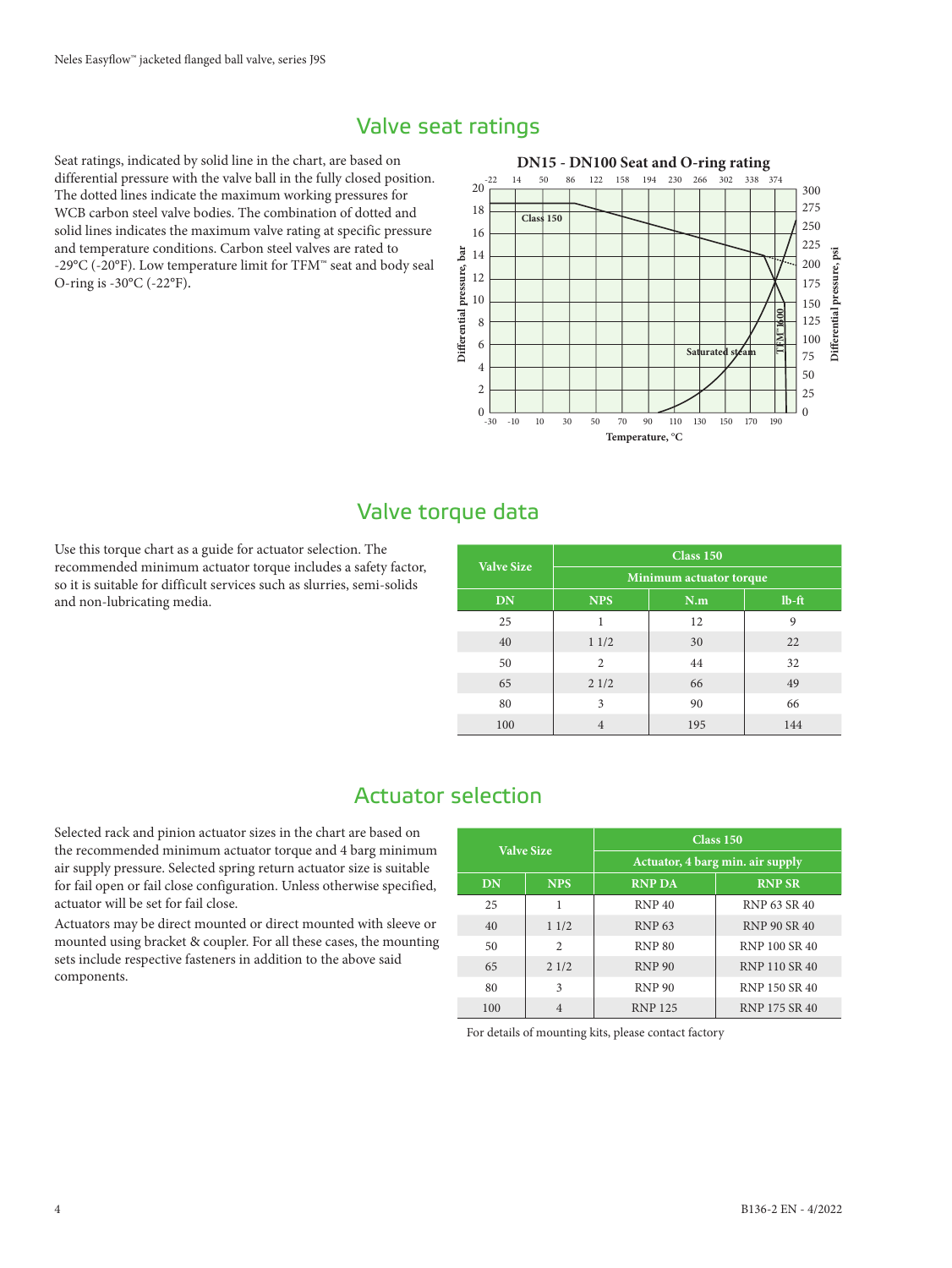## Valve seat ratings

Seat ratings, indicated by solid line in the chart, are based on differential pressure with the valve ball in the fully closed position. The dotted lines indicate the maximum working pressures for WCB carbon steel valve bodies. The combination of dotted and solid lines indicates the maximum valve rating at specific pressure and temperature conditions. Carbon steel valves are rated to -29°C (-20°F). Low temperature limit for TFM™ seat and body seal O-ring is -30°C (-22°F).

**DN15 - DN100 Seat and O-ring rating**

## Valve torque data

Use this torque chart as a guide for actuator selection. The recommended minimum actuator torque includes a safety factor, so it is suitable for difficult services such as slurries, semi-solids and non-lubricating media.

| Valve Size | | Class 150 | |
|---|---|---|---|
| | | Minimum actuator torque | |
| DN | NPS | N.m | lb-ft |
| 25 | 1 | 12 | 9 |
| 40 | 1 1/2 | 30 | 22 |
| 50 | 2 | 44 | 32 |
| 65 | 2 1/2 | 66 | 49 |
| 80 | 3 | 90 | 66 |
| 100 | 4 | 195 | 144 |

## Actuator selection

Selected rack and pinion actuator sizes in the chart are based on the recommended minimum actuator torque and 4 barg minimum air supply pressure. Selected spring return actuator size is suitable for fail open or fail close configuration. Unless otherwise specified, actuator will be set for fail close.

Actuators may be direct mounted or direct mounted with sleeve or mounted using bracket & coupler. For all these cases, the mounting sets include respective fasteners in addition to the above said components.

| Valve Size | | Class 150 | |
|---|---|---|---|
| | | Actuator, 4 barg min. air supply | |
| DN | NPS | RNP DA | RNP SR |
| 25 | 1 | RNP 40 | RNP 63 SR 40 |
| 40 | 1 1/2 | RNP 63 | RNP 90 SR 40 |
| 50 | 2 | RNP 80 | RNP 100 SR 40 |
| 65 | 2 1/2 | RNP 90 | RNP 110 SR 40 |
| 80 | 3 | RNP 90 | RNP 150 SR 40 |
| 100 | 4 | RNP 125 | RNP 175 SR 40 |

For details of mounting kits, please contact factory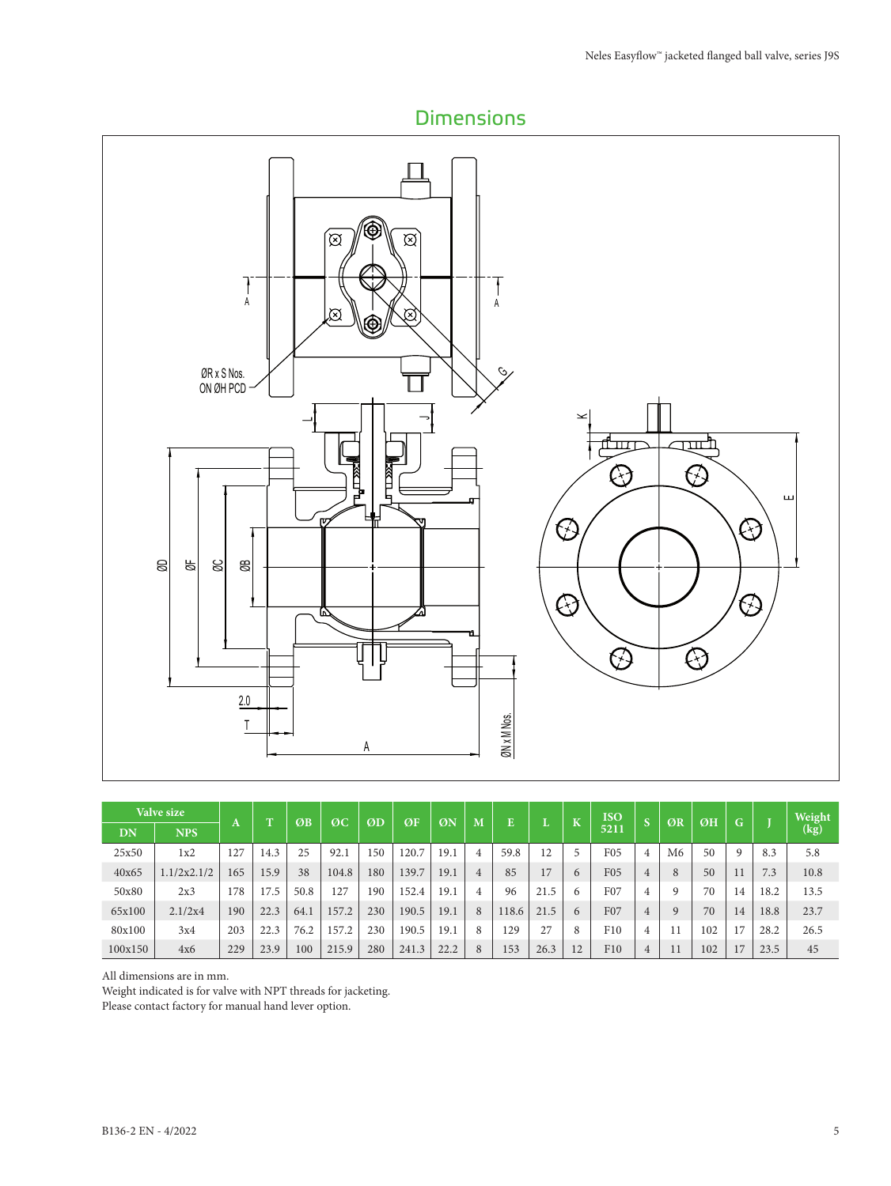## Dimensions

| Valve size | | A | T | ØB | ØC | ØD | ØF | ØN | M | E | L | K | ISO 5211 | S | ØR | ØH | G | J | Weight (kg) |
|---|---|---|---|---|---|---|---|---|---|---|---|---|---|---|---|---|---|---|---|
| DN | NPS | | | | | | | | | | | | | | | | | | |
| 25x50 | 1x2 | 127 | 14.3 | 25 | 92.1 | 150 | 120.7 | 19.1 | 4 | 59.8 | 12 | 5 | F05 | 4 | M6 | 50 | 9 | 8.3 | 5.8 |
| 40x65 | 1.1/2x2.1/2 | 165 | 15.9 | 38 | 104.8 | 180 | 139.7 | 19.1 | 4 | 85 | 17 | 6 | F05 | 4 | 8 | 50 | 11 | 7.3 | 10.8 |
| 50x80 | 2x3 | 178 | 17.5 | 50.8 | 127 | 190 | 152.4 | 19.1 | 4 | 96 | 21.5 | 6 | F07 | 4 | 9 | 70 | 14 | 18.2 | 13.5 |
| 65x100 | 2.1/2x4 | 190 | 22.3 | 64.1 | 157.2 | 230 | 190.5 | 19.1 | 8 | 118.6 | 21.5 | 6 | F07 | 4 | 9 | 70 | 14 | 18.8 | 23.7 |
| 80x100 | 3x4 | 203 | 22.3 | 76.2 | 157.2 | 230 | 190.5 | 19.1 | 8 | 129 | 27 | 8 | F10 | 4 | 11 | 102 | 17 | 28.2 | 26.5 |
| 100x150 | 4x6 | 229 | 23.9 | 100 | 215.9 | 280 | 241.3 | 22.2 | 8 | 153 | 26.3 | 12 | F10 | 4 | 11 | 102 | 17 | 23.5 | 45 |

All dimensions are in mm.
Weight indicated is for valve with NPT threads for jacketing.
Please contact factory for manual hand lever option.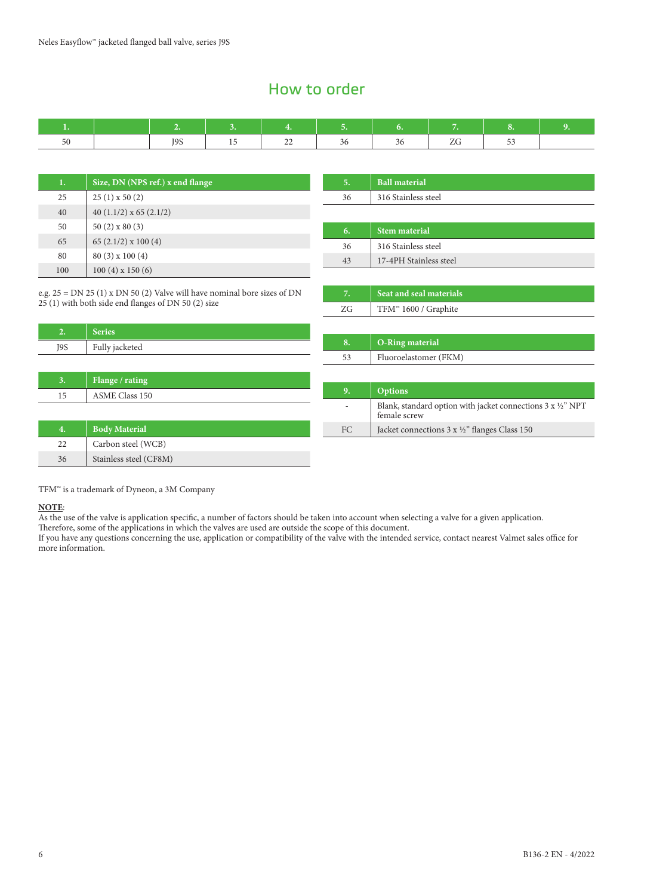## How to order

| 1. | | 2. | 3. | 4. | 5. | 6. | 7. | 8. | 9. |
|---|---|---|---|---|---|---|---|---|---|
| 50 | | J9S | 15 | 22 | 36 | 36 | ZG | 53 | |

| 1. | Size, DN (NPS ref.) x end flange |
|---|---|
| 25 | 25 (1) x 50 (2) |
| 40 | 40 (1.1/2) x 65 (2.1/2) |
| 50 | 50 (2) x 80 (3) |
| 65 | 65 (2.1/2) x 100 (4) |
| 80 | 80 (3) x 100 (4) |
| 100 | 100 (4) x 150 (6) |

e.g. 25 = DN 25 (1) x DN 50 (2) Valve will have nominal bore sizes of DN 25 (1) with both side end flanges of DN 50 (2) size

| 2. | Series |
|---|---|
| J9S | Fully jacketed |

| 3. | Flange / rating |
|---|---|
| 15 | ASME Class 150 |

| 4. | Body Material |
|---|---|
| 22 | Carbon steel (WCB) |
| 36 | Stainless steel (CF8M) |

| 5. | Ball material |
|---|---|
| 36 | 316 Stainless steel |

| 6. | Stem material |
|---|---|
| 36 | 316 Stainless steel |
| 43 | 17-4PH Stainless steel |

| 7. | Seat and seal materials |
|---|---|
| ZG | TFM™ 1600 / Graphite |

| 8. | O-Ring material |
|---|---|
| 53 | Fluoroelastomer (FKM) |

| 9. | Options |
|---|---|
| - | Blank, standard option with jacket connections 3 x ½" NPT female screw |
| FC | Jacket connections 3 x ½" flanges Class 150 |

TFM™ is a trademark of Dyneon, a 3M Company

**NOTE**:
As the use of the valve is application specific, a number of factors should be taken into account when selecting a valve for a given application.
Therefore, some of the applications in which the valves are used are outside the scope of this document.
If you have any questions concerning the use, application or compatibility of the valve with the intended service, contact nearest Valmet sales office for more information.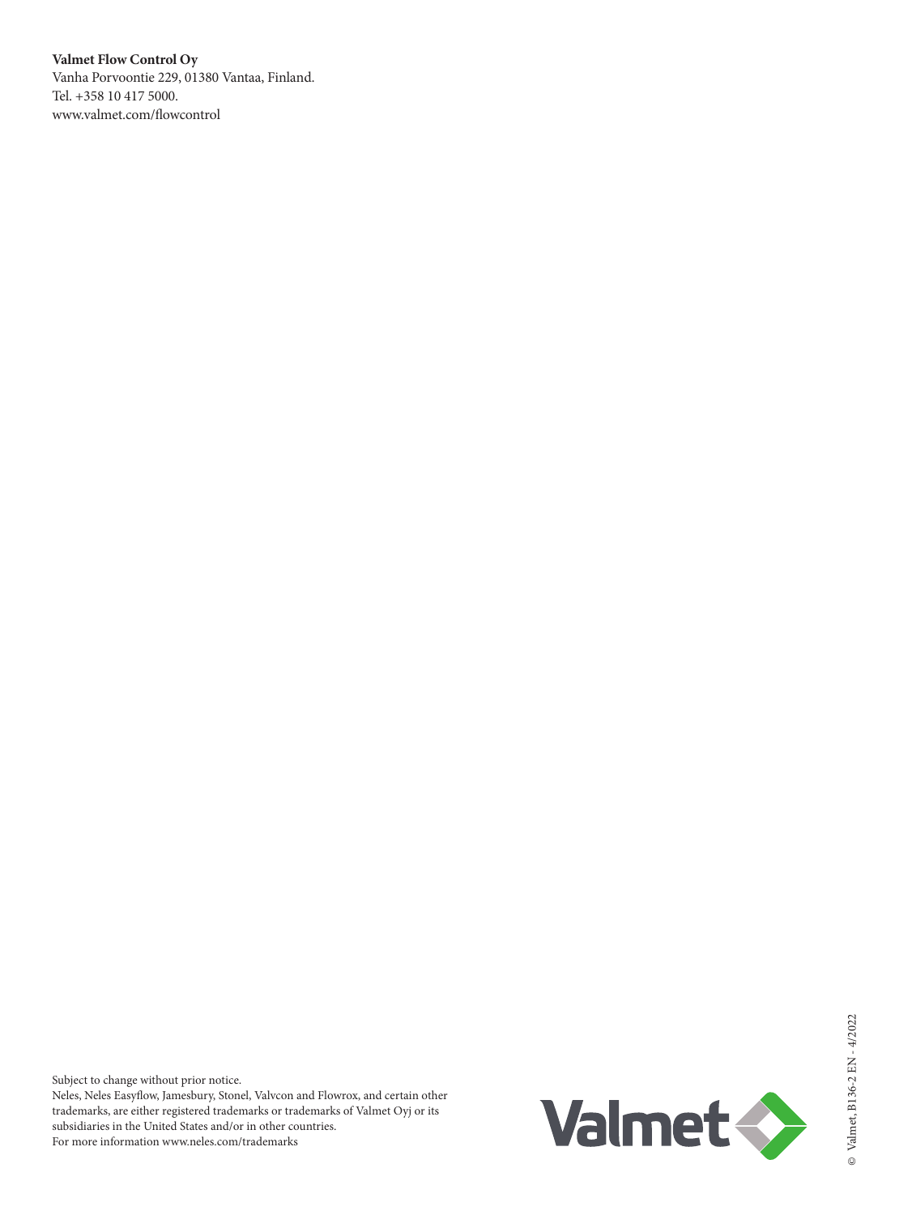**Valmet Flow Control Oy**
Vanha Porvoontie 229, 01380 Vantaa, Finland.
Tel. +358 10 417 5000.
www.valmet.com/flowcontrol

Subject to change without prior notice.
Neles, Neles Easyflow, Jamesbury, Stonel, Valvcon and Flowrox, and certain other trademarks, are either registered trademarks or trademarks of Valmet Oyj or its subsidiaries in the United States and/or in other countries.
For more information www.neles.com/trademarks

© Valmet, B136-2 EN - 4/2022